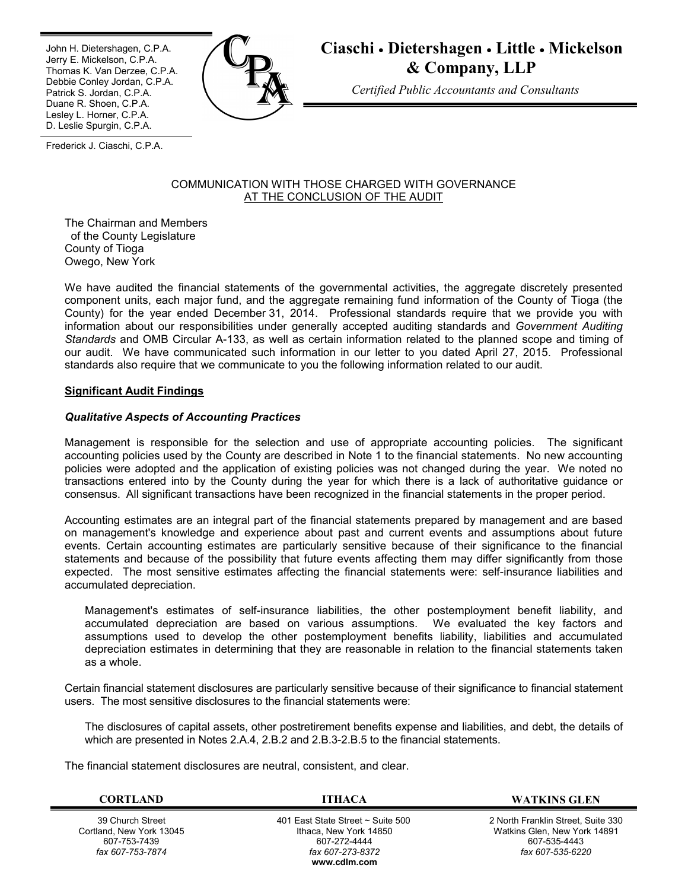John H. Dietershagen, C.P.A.
Jerry E. Mickelson, C.P.A.
Thomas K. Van Derzee, C.P.A.
Debbie Conley Jordan, C.P.A.
Patrick S. Jordan, C.P.A.
Duane R. Shoen, C.P.A.
Lesley L. Horner, C.P.A.
D. Leslie Spurgin, C.P.A.

Frederick J. Ciaschi, C.P.A.

**Ciaschi • Dietershagen • Little • Mickelson & Company, LLP**

*Certified Public Accountants and Consultants*

COMMUNICATION WITH THOSE CHARGED WITH GOVERNANCE
AT THE CONCLUSION OF THE AUDIT

The Chairman and Members
of the County Legislature
County of Tioga
Owego, New York

We have audited the financial statements of the governmental activities, the aggregate discretely presented component units, each major fund, and the aggregate remaining fund information of the County of Tioga (the County) for the year ended December 31, 2014. Professional standards require that we provide you with information about our responsibilities under generally accepted auditing standards and *Government Auditing Standards* and OMB Circular A-133, as well as certain information related to the planned scope and timing of our audit. We have communicated such information in our letter to you dated April 27, 2015. Professional standards also require that we communicate to you the following information related to our audit.

**Significant Audit Findings**

***Qualitative Aspects of Accounting Practices***

Management is responsible for the selection and use of appropriate accounting policies. The significant accounting policies used by the County are described in Note 1 to the financial statements. No new accounting policies were adopted and the application of existing policies was not changed during the year. We noted no transactions entered into by the County during the year for which there is a lack of authoritative guidance or consensus. All significant transactions have been recognized in the financial statements in the proper period.

Accounting estimates are an integral part of the financial statements prepared by management and are based on management's knowledge and experience about past and current events and assumptions about future events. Certain accounting estimates are particularly sensitive because of their significance to the financial statements and because of the possibility that future events affecting them may differ significantly from those expected. The most sensitive estimates affecting the financial statements were: self-insurance liabilities and accumulated depreciation.

> Management's estimates of self-insurance liabilities, the other postemployment benefit liability, and accumulated depreciation are based on various assumptions. We evaluated the key factors and assumptions used to develop the other postemployment benefits liability, liabilities and accumulated depreciation estimates in determining that they are reasonable in relation to the financial statements taken as a whole.

Certain financial statement disclosures are particularly sensitive because of their significance to financial statement users. The most sensitive disclosures to the financial statements were:

> The disclosures of capital assets, other postretirement benefits expense and liabilities, and debt, the details of which are presented in Notes 2.A.4, 2.B.2 and 2.B.3-2.B.5 to the financial statements.

The financial statement disclosures are neutral, consistent, and clear.

| CORTLAND | ITHACA | WATKINS GLEN |
|---|---|---|
| 39 Church Street<br>Cortland, New York 13045<br>607-753-7439<br>*fax 607-753-7874* | 401 East State Street ~ Suite 500<br>Ithaca, New York 14850<br>607-272-4444<br>*fax 607-273-8372*<br>**www.cdlm.com** | 2 North Franklin Street, Suite 330<br>Watkins Glen, New York 14891<br>607-535-4443<br>*fax 607-535-6220* |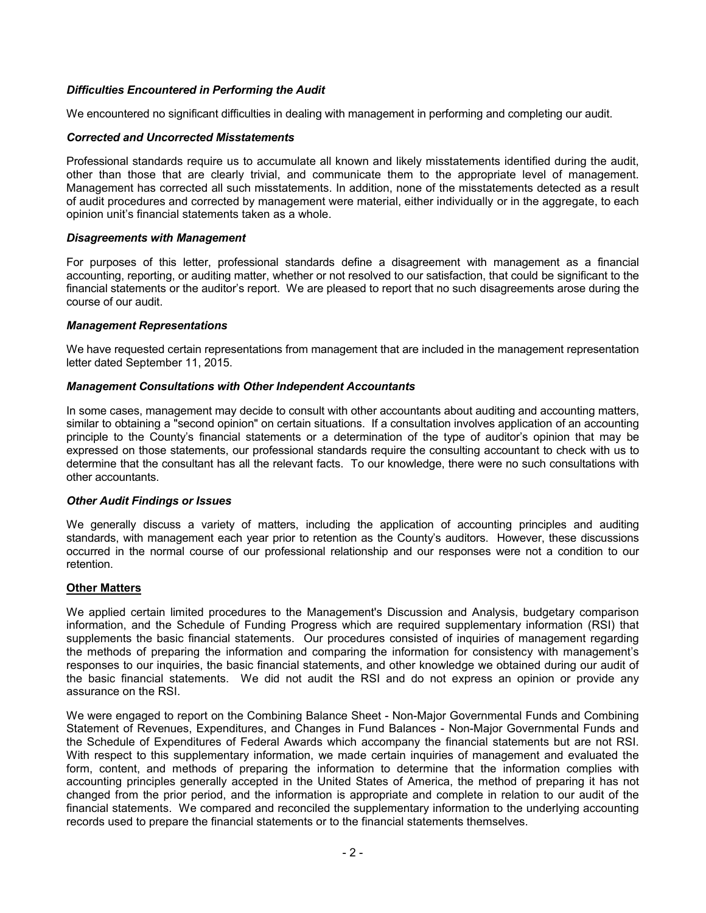***Difficulties Encountered in Performing the Audit***

We encountered no significant difficulties in dealing with management in performing and completing our audit.

***Corrected and Uncorrected Misstatements***

Professional standards require us to accumulate all known and likely misstatements identified during the audit, other than those that are clearly trivial, and communicate them to the appropriate level of management. Management has corrected all such misstatements. In addition, none of the misstatements detected as a result of audit procedures and corrected by management were material, either individually or in the aggregate, to each opinion unit's financial statements taken as a whole.

***Disagreements with Management***

For purposes of this letter, professional standards define a disagreement with management as a financial accounting, reporting, or auditing matter, whether or not resolved to our satisfaction, that could be significant to the financial statements or the auditor's report. We are pleased to report that no such disagreements arose during the course of our audit.

***Management Representations***

We have requested certain representations from management that are included in the management representation letter dated September 11, 2015.

***Management Consultations with Other Independent Accountants***

In some cases, management may decide to consult with other accountants about auditing and accounting matters, similar to obtaining a "second opinion" on certain situations. If a consultation involves application of an accounting principle to the County's financial statements or a determination of the type of auditor's opinion that may be expressed on those statements, our professional standards require the consulting accountant to check with us to determine that the consultant has all the relevant facts. To our knowledge, there were no such consultations with other accountants.

***Other Audit Findings or Issues***

We generally discuss a variety of matters, including the application of accounting principles and auditing standards, with management each year prior to retention as the County's auditors. However, these discussions occurred in the normal course of our professional relationship and our responses were not a condition to our retention.

**Other Matters**

We applied certain limited procedures to the Management's Discussion and Analysis, budgetary comparison information, and the Schedule of Funding Progress which are required supplementary information (RSI) that supplements the basic financial statements. Our procedures consisted of inquiries of management regarding the methods of preparing the information and comparing the information for consistency with management's responses to our inquiries, the basic financial statements, and other knowledge we obtained during our audit of the basic financial statements. We did not audit the RSI and do not express an opinion or provide any assurance on the RSI.

We were engaged to report on the Combining Balance Sheet - Non-Major Governmental Funds and Combining Statement of Revenues, Expenditures, and Changes in Fund Balances - Non-Major Governmental Funds and the Schedule of Expenditures of Federal Awards which accompany the financial statements but are not RSI. With respect to this supplementary information, we made certain inquiries of management and evaluated the form, content, and methods of preparing the information to determine that the information complies with accounting principles generally accepted in the United States of America, the method of preparing it has not changed from the prior period, and the information is appropriate and complete in relation to our audit of the financial statements. We compared and reconciled the supplementary information to the underlying accounting records used to prepare the financial statements or to the financial statements themselves.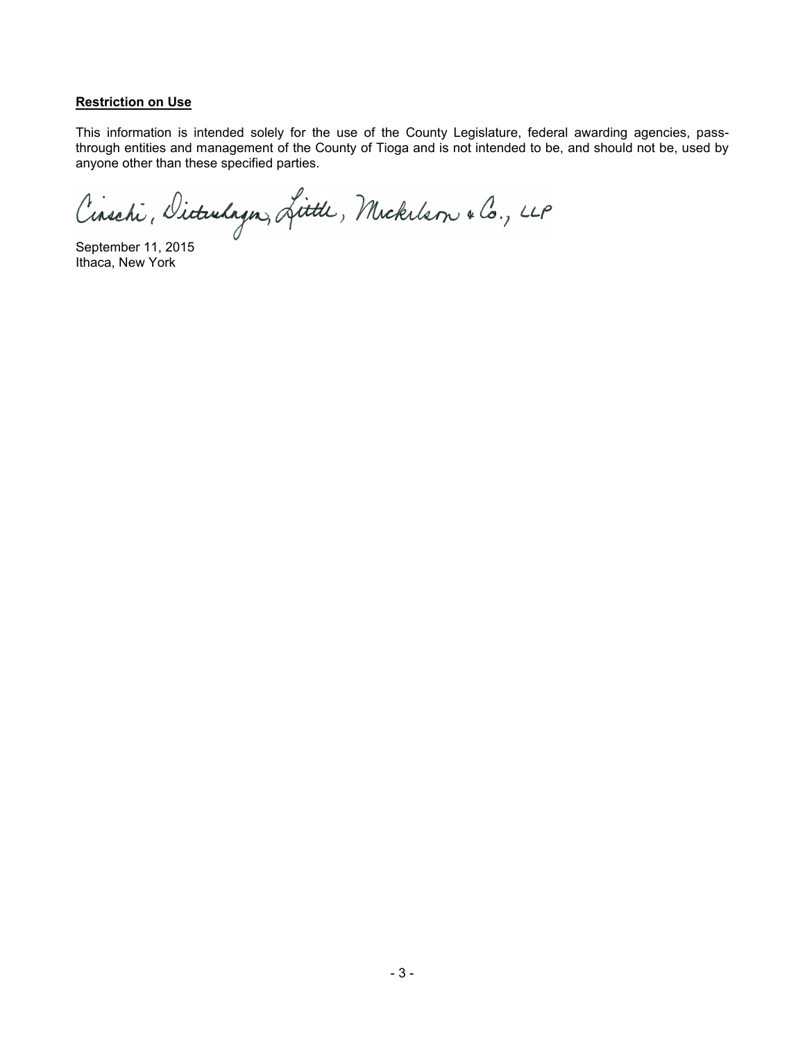**Restriction on Use**

This information is intended solely for the use of the County Legislature, federal awarding agencies, pass-through entities and management of the County of Tioga and is not intended to be, and should not be, used by anyone other than these specified parties.

Ciaschi, Dietershagen, Little, Mickelson & Co., LLP

September 11, 2015
Ithaca, New York